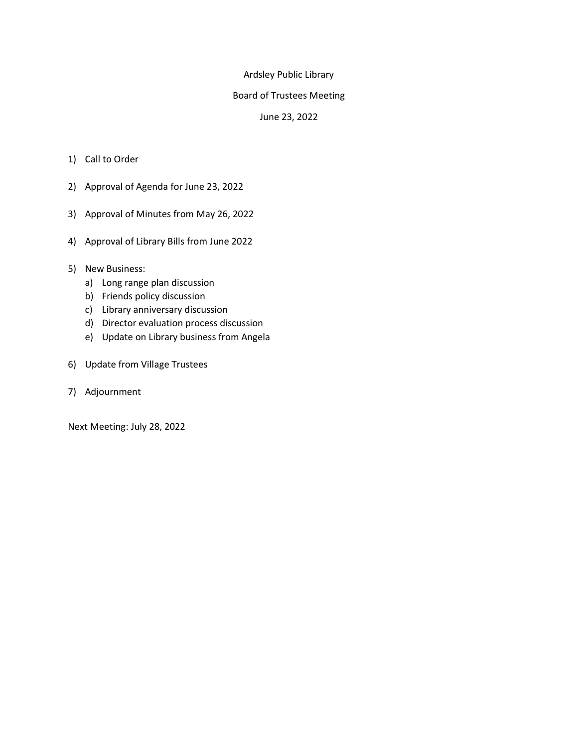# Ardsley Public Library

## Board of Trustees Meeting

### June 23, 2022

1) Call to Order

2) Approval of Agenda for June 23, 2022

3) Approval of Minutes from May 26, 2022

4) Approval of Library Bills from June 2022

5) New Business:
   a) Long range plan discussion
   b) Friends policy discussion
   c) Library anniversary discussion
   d) Director evaluation process discussion
   e) Update on Library business from Angela

6) Update from Village Trustees

7) Adjournment

Next Meeting: July 28, 2022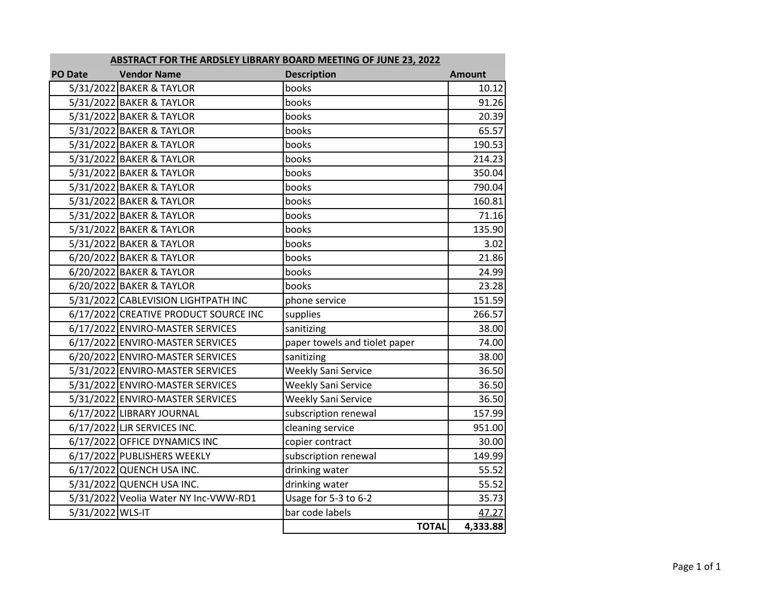| ABSTRACT FOR THE ARDSLEY LIBRARY BOARD MEETING OF JUNE 23, 2022 | | | |
|---|---|---|---|
| **PO Date** | **Vendor Name** | **Description** | **Amount** |
| 5/31/2022 | BAKER & TAYLOR | books | 10.12 |
| 5/31/2022 | BAKER & TAYLOR | books | 91.26 |
| 5/31/2022 | BAKER & TAYLOR | books | 20.39 |
| 5/31/2022 | BAKER & TAYLOR | books | 65.57 |
| 5/31/2022 | BAKER & TAYLOR | books | 190.53 |
| 5/31/2022 | BAKER & TAYLOR | books | 214.23 |
| 5/31/2022 | BAKER & TAYLOR | books | 350.04 |
| 5/31/2022 | BAKER & TAYLOR | books | 790.04 |
| 5/31/2022 | BAKER & TAYLOR | books | 160.81 |
| 5/31/2022 | BAKER & TAYLOR | books | 71.16 |
| 5/31/2022 | BAKER & TAYLOR | books | 135.90 |
| 5/31/2022 | BAKER & TAYLOR | books | 3.02 |
| 6/20/2022 | BAKER & TAYLOR | books | 21.86 |
| 6/20/2022 | BAKER & TAYLOR | books | 24.99 |
| 6/20/2022 | BAKER & TAYLOR | books | 23.28 |
| 5/31/2022 | CABLEVISION LIGHTPATH INC | phone service | 151.59 |
| 6/17/2022 | CREATIVE PRODUCT SOURCE INC | supplies | 266.57 |
| 6/17/2022 | ENVIRO-MASTER SERVICES | sanitizing | 38.00 |
| 6/17/2022 | ENVIRO-MASTER SERVICES | paper towels and tiolet paper | 74.00 |
| 6/20/2022 | ENVIRO-MASTER SERVICES | sanitizing | 38.00 |
| 5/31/2022 | ENVIRO-MASTER SERVICES | Weekly Sani Service | 36.50 |
| 5/31/2022 | ENVIRO-MASTER SERVICES | Weekly Sani Service | 36.50 |
| 5/31/2022 | ENVIRO-MASTER SERVICES | Weekly Sani Service | 36.50 |
| 6/17/2022 | LIBRARY JOURNAL | subscription renewal | 157.99 |
| 6/17/2022 | LJR SERVICES INC. | cleaning service | 951.00 |
| 6/17/2022 | OFFICE DYNAMICS INC | copier contract | 30.00 |
| 6/17/2022 | PUBLISHERS WEEKLY | subscription renewal | 149.99 |
| 6/17/2022 | QUENCH USA INC. | drinking water | 55.52 |
| 5/31/2022 | QUENCH USA INC. | drinking water | 55.52 |
| 5/31/2022 | Veolia Water NY Inc-VWW-RD1 | Usage for 5-3 to 6-2 | 35.73 |
| 5/31/2022 | WLS-IT | bar code labels | 47.27 |
| | | **TOTAL** | **4,333.88** |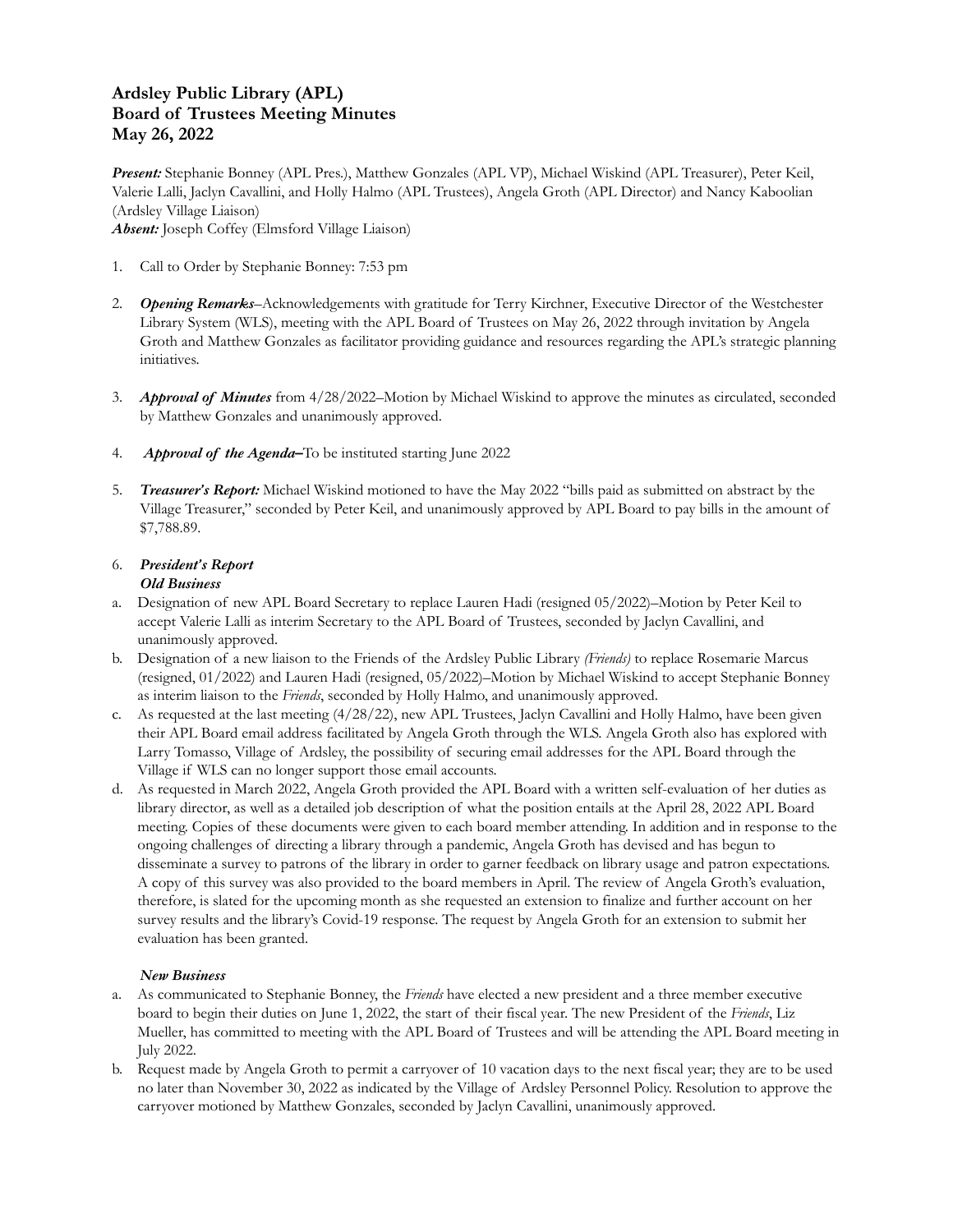# Ardsley Public Library (APL)
# Board of Trustees Meeting Minutes
# May 26, 2022

***Present:*** Stephanie Bonney (APL Pres.), Matthew Gonzales (APL VP), Michael Wiskind (APL Treasurer), Peter Keil, Valerie Lalli, Jaclyn Cavallini, and Holly Halmo (APL Trustees), Angela Groth (APL Director) and Nancy Kaboolian (Ardsley Village Liaison)
***Absent:*** Joseph Coffey (Elmsford Village Liaison)

1. Call to Order by Stephanie Bonney: 7:53 pm

2. ***Opening Remarks***–Acknowledgements with gratitude for Terry Kirchner, Executive Director of the Westchester Library System (WLS), meeting with the APL Board of Trustees on May 26, 2022 through invitation by Angela Groth and Matthew Gonzales as facilitator providing guidance and resources regarding the APL's strategic planning initiatives.

3. ***Approval of Minutes*** from 4/28/2022–Motion by Michael Wiskind to approve the minutes as circulated, seconded by Matthew Gonzales and unanimously approved.

4. ***Approval of the Agenda–*** To be instituted starting June 2022

5. ***Treasurer's Report:*** Michael Wiskind motioned to have the May 2022 "bills paid as submitted on abstract by the Village Treasurer," seconded by Peter Keil, and unanimously approved by APL Board to pay bills in the amount of $7,788.89.

6. ***President's Report***
   ***Old Business***

a. Designation of new APL Board Secretary to replace Lauren Hadi (resigned 05/2022)–Motion by Peter Keil to accept Valerie Lalli as interim Secretary to the APL Board of Trustees, seconded by Jaclyn Cavallini, and unanimously approved.

b. Designation of a new liaison to the Friends of the Ardsley Public Library *(Friends)* to replace Rosemarie Marcus (resigned, 01/2022) and Lauren Hadi (resigned, 05/2022)–Motion by Michael Wiskind to accept Stephanie Bonney as interim liaison to the *Friends*, seconded by Holly Halmo, and unanimously approved.

c. As requested at the last meeting (4/28/22), new APL Trustees, Jaclyn Cavallini and Holly Halmo, have been given their APL Board email address facilitated by Angela Groth through the WLS. Angela Groth also has explored with Larry Tomasso, Village of Ardsley, the possibility of securing email addresses for the APL Board through the Village if WLS can no longer support those email accounts.

d. As requested in March 2022, Angela Groth provided the APL Board with a written self-evaluation of her duties as library director, as well as a detailed job description of what the position entails at the April 28, 2022 APL Board meeting. Copies of these documents were given to each board member attending. In addition and in response to the ongoing challenges of directing a library through a pandemic, Angela Groth has devised and has begun to disseminate a survey to patrons of the library in order to garner feedback on library usage and patron expectations. A copy of this survey was also provided to the board members in April. The review of Angela Groth's evaluation, therefore, is slated for the upcoming month as she requested an extension to finalize and further account on her survey results and the library's Covid-19 response. The request by Angela Groth for an extension to submit her evaluation has been granted.

***New Business***

a. As communicated to Stephanie Bonney, the *Friends* have elected a new president and a three member executive board to begin their duties on June 1, 2022, the start of their fiscal year. The new President of the *Friends*, Liz Mueller, has committed to meeting with the APL Board of Trustees and will be attending the APL Board meeting in July 2022.

b. Request made by Angela Groth to permit a carryover of 10 vacation days to the next fiscal year; they are to be used no later than November 30, 2022 as indicated by the Village of Ardsley Personnel Policy. Resolution to approve the carryover motioned by Matthew Gonzales, seconded by Jaclyn Cavallini, unanimously approved.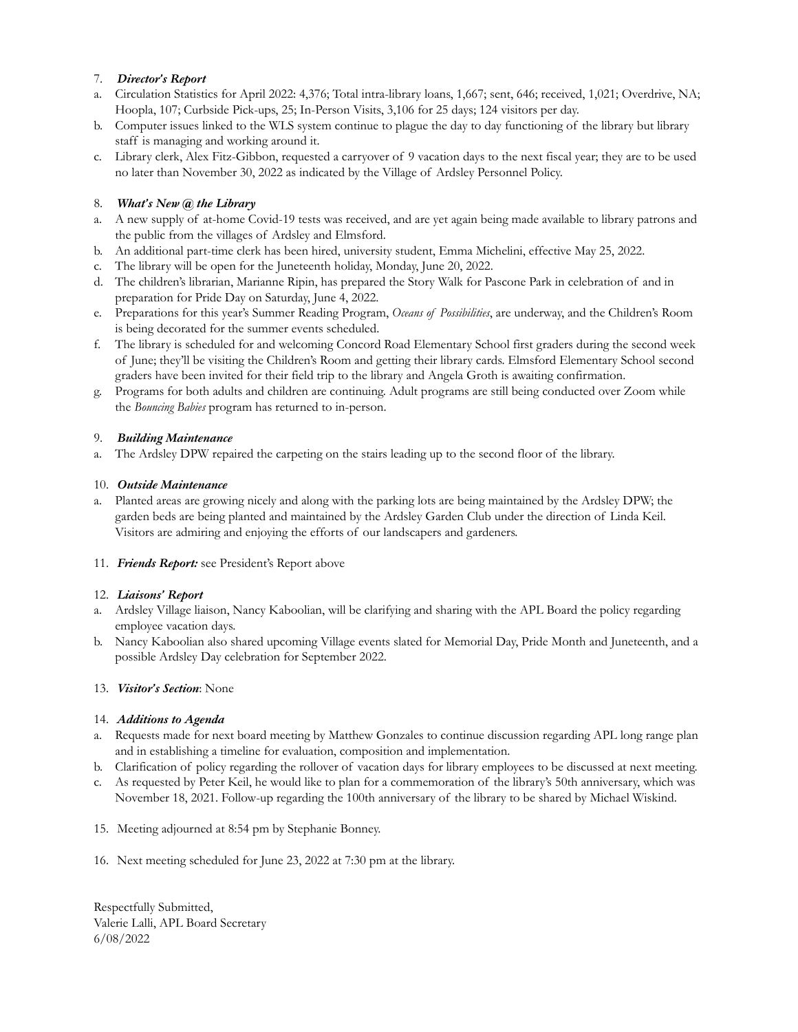7. ***Director's Report***

a. Circulation Statistics for April 2022: 4,376; Total intra-library loans, 1,667; sent, 646; received, 1,021; Overdrive, NA; Hoopla, 107; Curbside Pick-ups, 25; In-Person Visits, 3,106 for 25 days; 124 visitors per day.
b. Computer issues linked to the WLS system continue to plague the day to day functioning of the library but library staff is managing and working around it.
c. Library clerk, Alex Fitz-Gibbon, requested a carryover of 9 vacation days to the next fiscal year; they are to be used no later than November 30, 2022 as indicated by the Village of Ardsley Personnel Policy.

8. ***What's New @ the Library***

a. A new supply of at-home Covid-19 tests was received, and are yet again being made available to library patrons and the public from the villages of Ardsley and Elmsford.
b. An additional part-time clerk has been hired, university student, Emma Michelini, effective May 25, 2022.
c. The library will be open for the Juneteenth holiday, Monday, June 20, 2022.
d. The children's librarian, Marianne Ripin, has prepared the Story Walk for Pascone Park in celebration of and in preparation for Pride Day on Saturday, June 4, 2022.
e. Preparations for this year's Summer Reading Program, *Oceans of Possibilities*, are underway, and the Children's Room is being decorated for the summer events scheduled.
f. The library is scheduled for and welcoming Concord Road Elementary School first graders during the second week of June; they'll be visiting the Children's Room and getting their library cards. Elmsford Elementary School second graders have been invited for their field trip to the library and Angela Groth is awaiting confirmation.
g. Programs for both adults and children are continuing. Adult programs are still being conducted over Zoom while the *Bouncing Babies* program has returned to in-person.

9. ***Building Maintenance***

a. The Ardsley DPW repaired the carpeting on the stairs leading up to the second floor of the library.

10. ***Outside Maintenance***

a. Planted areas are growing nicely and along with the parking lots are being maintained by the Ardsley DPW; the garden beds are being planted and maintained by the Ardsley Garden Club under the direction of Linda Keil. Visitors are admiring and enjoying the efforts of our landscapers and gardeners.

11. ***Friends Report:*** see President's Report above

12. ***Liaisons' Report***

a. Ardsley Village liaison, Nancy Kaboolian, will be clarifying and sharing with the APL Board the policy regarding employee vacation days.
b. Nancy Kaboolian also shared upcoming Village events slated for Memorial Day, Pride Month and Juneteenth, and a possible Ardsley Day celebration for September 2022.

13. ***Visitor's Section***: None

14. ***Additions to Agenda***

a. Requests made for next board meeting by Matthew Gonzales to continue discussion regarding APL long range plan and in establishing a timeline for evaluation, composition and implementation.
b. Clarification of policy regarding the rollover of vacation days for library employees to be discussed at next meeting.
c. As requested by Peter Keil, he would like to plan for a commemoration of the library's 50th anniversary, which was November 18, 2021. Follow-up regarding the 100th anniversary of the library to be shared by Michael Wiskind.

15. Meeting adjourned at 8:54 pm by Stephanie Bonney.

16. Next meeting scheduled for June 23, 2022 at 7:30 pm at the library.

Respectfully Submitted,
Valerie Lalli, APL Board Secretary
6/08/2022